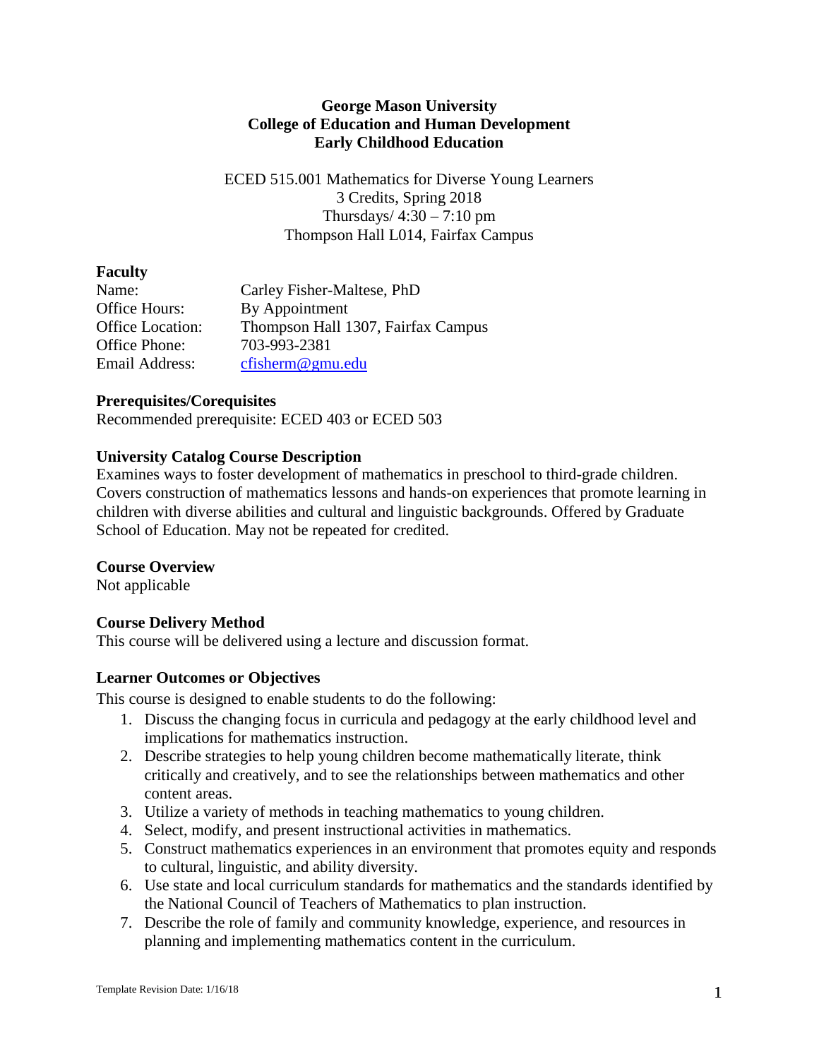**George Mason University**
**College of Education and Human Development**
**Early Childhood Education**

ECED 515.001 Mathematics for Diverse Young Learners
3 Credits, Spring 2018
Thursdays/ 4:30 – 7:10 pm
Thompson Hall L014, Fairfax Campus

## Faculty

| | |
|---|---|
| Name: | Carley Fisher-Maltese, PhD |
| Office Hours: | By Appointment |
| Office Location: | Thompson Hall 1307, Fairfax Campus |
| Office Phone: | 703-993-2381 |
| Email Address: | cfisherm@gmu.edu |

## Prerequisites/Corequisites

Recommended prerequisite: ECED 403 or ECED 503

## University Catalog Course Description

Examines ways to foster development of mathematics in preschool to third-grade children. Covers construction of mathematics lessons and hands-on experiences that promote learning in children with diverse abilities and cultural and linguistic backgrounds. Offered by Graduate School of Education. May not be repeated for credited.

## Course Overview

Not applicable

## Course Delivery Method

This course will be delivered using a lecture and discussion format.

## Learner Outcomes or Objectives

This course is designed to enable students to do the following:

1. Discuss the changing focus in curricula and pedagogy at the early childhood level and implications for mathematics instruction.
2. Describe strategies to help young children become mathematically literate, think critically and creatively, and to see the relationships between mathematics and other content areas.
3. Utilize a variety of methods in teaching mathematics to young children.
4. Select, modify, and present instructional activities in mathematics.
5. Construct mathematics experiences in an environment that promotes equity and responds to cultural, linguistic, and ability diversity.
6. Use state and local curriculum standards for mathematics and the standards identified by the National Council of Teachers of Mathematics to plan instruction.
7. Describe the role of family and community knowledge, experience, and resources in planning and implementing mathematics content in the curriculum.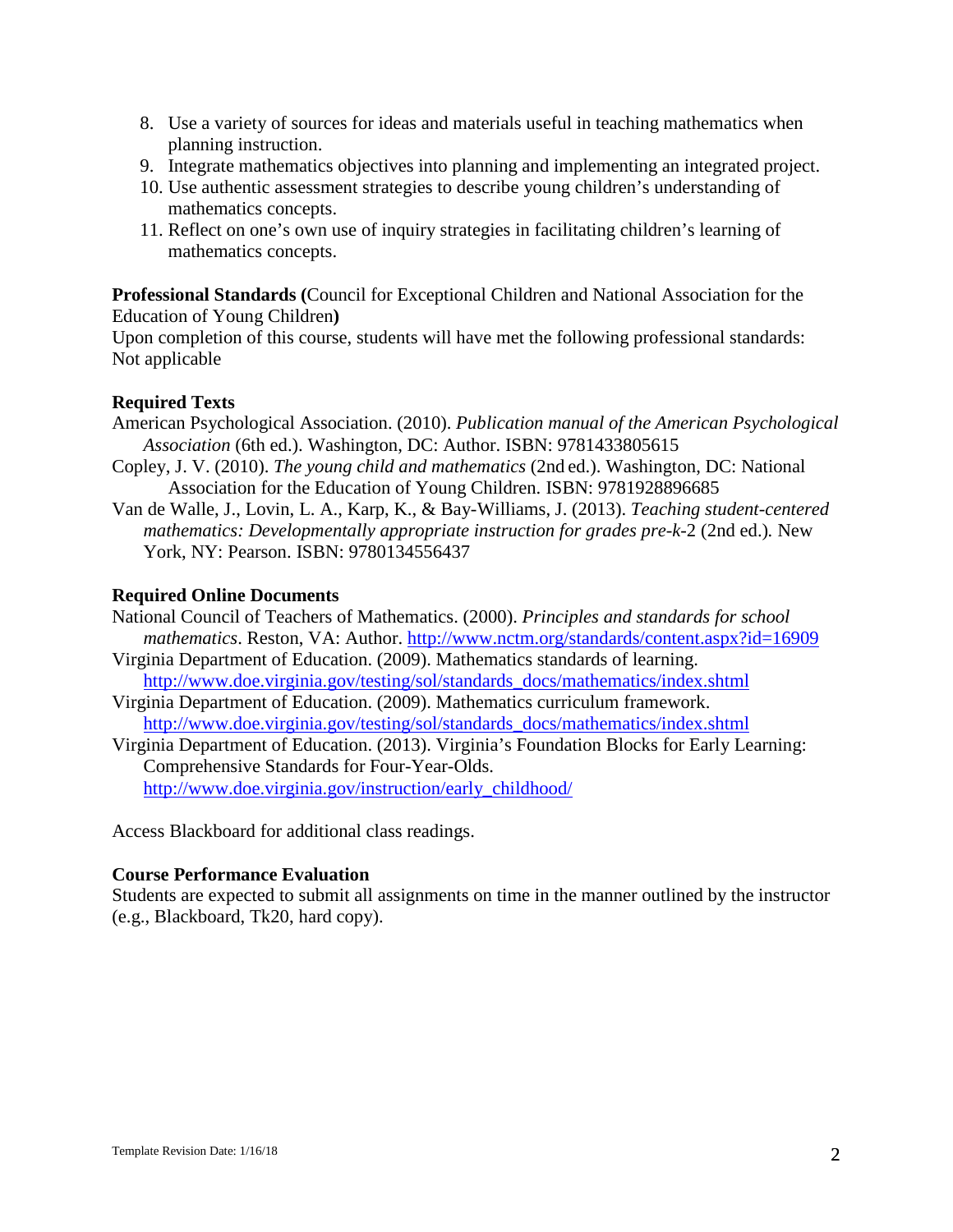8. Use a variety of sources for ideas and materials useful in teaching mathematics when planning instruction.
9. Integrate mathematics objectives into planning and implementing an integrated project.
10. Use authentic assessment strategies to describe young children's understanding of mathematics concepts.
11. Reflect on one's own use of inquiry strategies in facilitating children's learning of mathematics concepts.

**Professional Standards (**Council for Exceptional Children and National Association for the Education of Young Children**)**
Upon completion of this course, students will have met the following professional standards: Not applicable

**Required Texts**

American Psychological Association. (2010). *Publication manual of the American Psychological Association* (6th ed.). Washington, DC: Author. ISBN: 9781433805615

Copley, J. V. (2010). *The young child and mathematics* (2nd ed.). Washington, DC: National Association for the Education of Young Children. ISBN: 9781928896685

Van de Walle, J., Lovin, L. A., Karp, K., & Bay-Williams, J. (2013). *Teaching student-centered mathematics: Developmentally appropriate instruction for grades pre-k-2* (2nd ed.). New York, NY: Pearson. ISBN: 9780134556437

**Required Online Documents**

National Council of Teachers of Mathematics. (2000). *Principles and standards for school mathematics*. Reston, VA: Author. http://www.nctm.org/standards/content.aspx?id=16909

Virginia Department of Education. (2009). Mathematics standards of learning. http://www.doe.virginia.gov/testing/sol/standards_docs/mathematics/index.shtml

Virginia Department of Education. (2009). Mathematics curriculum framework. http://www.doe.virginia.gov/testing/sol/standards_docs/mathematics/index.shtml

Virginia Department of Education. (2013). Virginia's Foundation Blocks for Early Learning: Comprehensive Standards for Four-Year-Olds. http://www.doe.virginia.gov/instruction/early_childhood/

Access Blackboard for additional class readings.

**Course Performance Evaluation**
Students are expected to submit all assignments on time in the manner outlined by the instructor (e.g., Blackboard, Tk20, hard copy).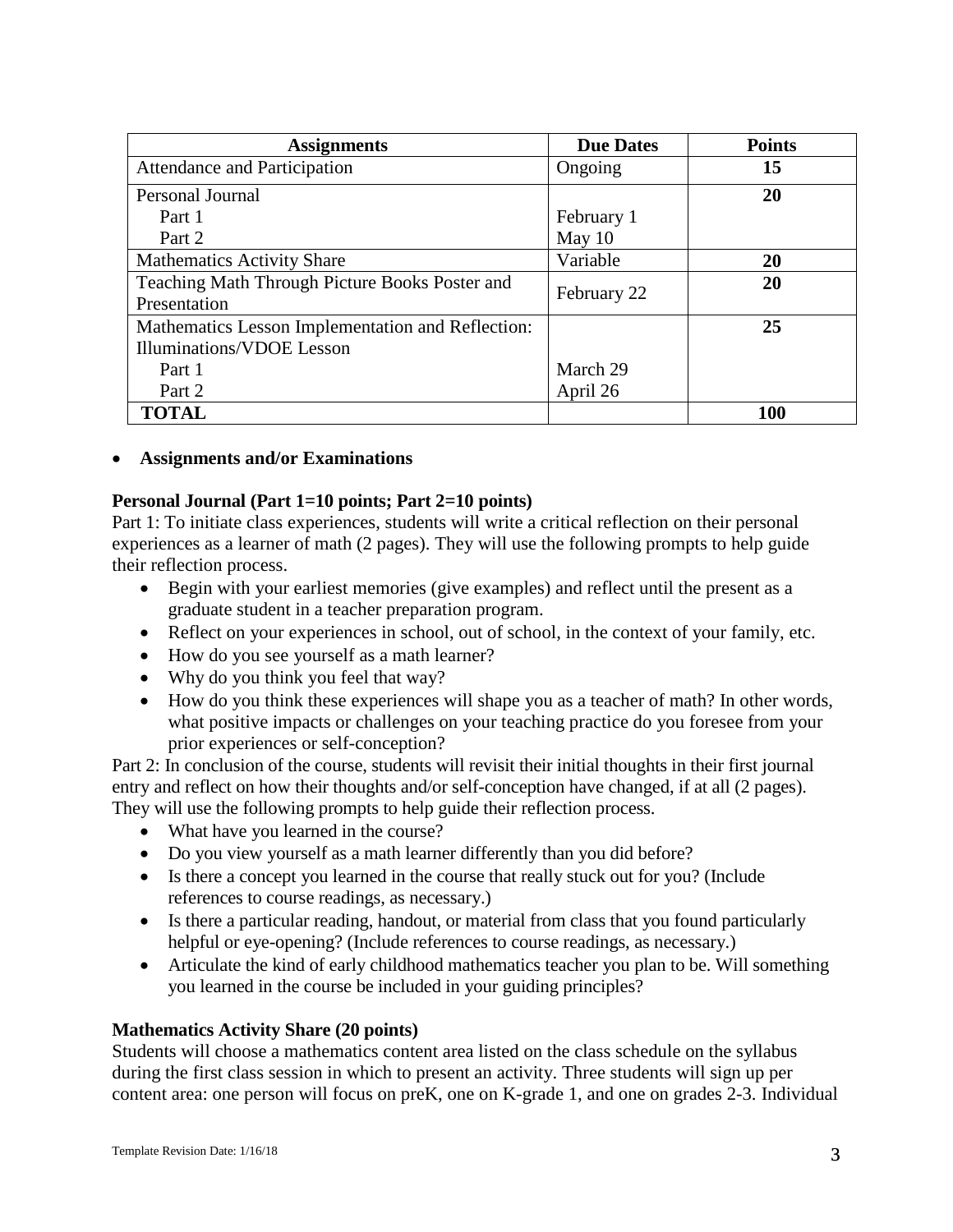| Assignments | Due Dates | Points |
|---|---|---|
| Attendance and Participation | Ongoing | **15** |
| Personal Journal<br>Part 1<br>Part 2 | <br>February 1<br>May 10 | **20** |
| Mathematics Activity Share | Variable | **20** |
| Teaching Math Through Picture Books Poster and Presentation | February 22 | **20** |
| Mathematics Lesson Implementation and Reflection: Illuminations/VDOE Lesson<br>Part 1<br>Part 2 | <br><br>March 29<br>April 26 | **25** |
| **TOTAL** | | **100** |

- **Assignments and/or Examinations**

**Personal Journal (Part 1=10 points; Part 2=10 points)**

Part 1: To initiate class experiences, students will write a critical reflection on their personal experiences as a learner of math (2 pages). They will use the following prompts to help guide their reflection process.

- Begin with your earliest memories (give examples) and reflect until the present as a graduate student in a teacher preparation program.
- Reflect on your experiences in school, out of school, in the context of your family, etc.
- How do you see yourself as a math learner?
- Why do you think you feel that way?
- How do you think these experiences will shape you as a teacher of math? In other words, what positive impacts or challenges on your teaching practice do you foresee from your prior experiences or self-conception?

Part 2: In conclusion of the course, students will revisit their initial thoughts in their first journal entry and reflect on how their thoughts and/or self-conception have changed, if at all (2 pages). They will use the following prompts to help guide their reflection process.

- What have you learned in the course?
- Do you view yourself as a math learner differently than you did before?
- Is there a concept you learned in the course that really stuck out for you? (Include references to course readings, as necessary.)
- Is there a particular reading, handout, or material from class that you found particularly helpful or eye-opening? (Include references to course readings, as necessary.)
- Articulate the kind of early childhood mathematics teacher you plan to be. Will something you learned in the course be included in your guiding principles?

**Mathematics Activity Share (20 points)**

Students will choose a mathematics content area listed on the class schedule on the syllabus during the first class session in which to present an activity. Three students will sign up per content area: one person will focus on preK, one on K-grade 1, and one on grades 2-3. Individual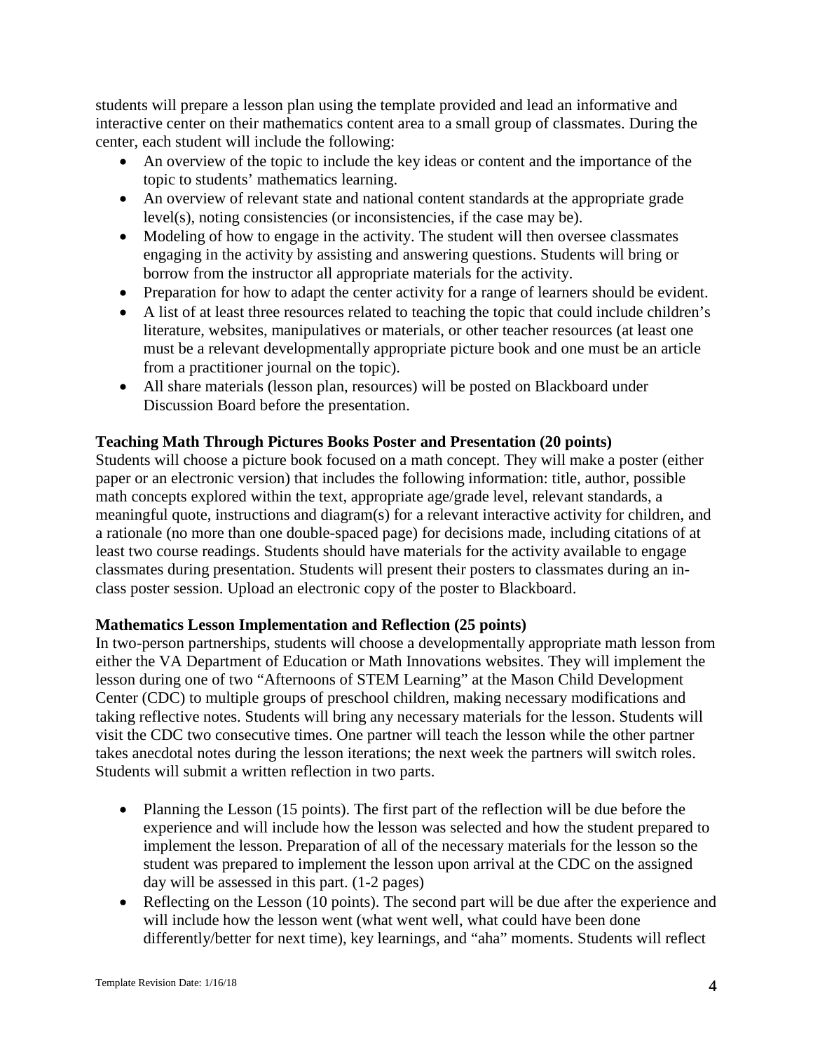students will prepare a lesson plan using the template provided and lead an informative and interactive center on their mathematics content area to a small group of classmates. During the center, each student will include the following:

- An overview of the topic to include the key ideas or content and the importance of the topic to students' mathematics learning.
- An overview of relevant state and national content standards at the appropriate grade level(s), noting consistencies (or inconsistencies, if the case may be).
- Modeling of how to engage in the activity. The student will then oversee classmates engaging in the activity by assisting and answering questions. Students will bring or borrow from the instructor all appropriate materials for the activity.
- Preparation for how to adapt the center activity for a range of learners should be evident.
- A list of at least three resources related to teaching the topic that could include children's literature, websites, manipulatives or materials, or other teacher resources (at least one must be a relevant developmentally appropriate picture book and one must be an article from a practitioner journal on the topic).
- All share materials (lesson plan, resources) will be posted on Blackboard under Discussion Board before the presentation.

**Teaching Math Through Pictures Books Poster and Presentation (20 points)**

Students will choose a picture book focused on a math concept. They will make a poster (either paper or an electronic version) that includes the following information: title, author, possible math concepts explored within the text, appropriate age/grade level, relevant standards, a meaningful quote, instructions and diagram(s) for a relevant interactive activity for children, and a rationale (no more than one double-spaced page) for decisions made, including citations of at least two course readings. Students should have materials for the activity available to engage classmates during presentation. Students will present their posters to classmates during an in-class poster session. Upload an electronic copy of the poster to Blackboard.

**Mathematics Lesson Implementation and Reflection (25 points)**

In two-person partnerships, students will choose a developmentally appropriate math lesson from either the VA Department of Education or Math Innovations websites. They will implement the lesson during one of two "Afternoons of STEM Learning" at the Mason Child Development Center (CDC) to multiple groups of preschool children, making necessary modifications and taking reflective notes. Students will bring any necessary materials for the lesson. Students will visit the CDC two consecutive times. One partner will teach the lesson while the other partner takes anecdotal notes during the lesson iterations; the next week the partners will switch roles. Students will submit a written reflection in two parts.

- Planning the Lesson (15 points). The first part of the reflection will be due before the experience and will include how the lesson was selected and how the student prepared to implement the lesson. Preparation of all of the necessary materials for the lesson so the student was prepared to implement the lesson upon arrival at the CDC on the assigned day will be assessed in this part. (1-2 pages)
- Reflecting on the Lesson (10 points). The second part will be due after the experience and will include how the lesson went (what went well, what could have been done differently/better for next time), key learnings, and "aha" moments. Students will reflect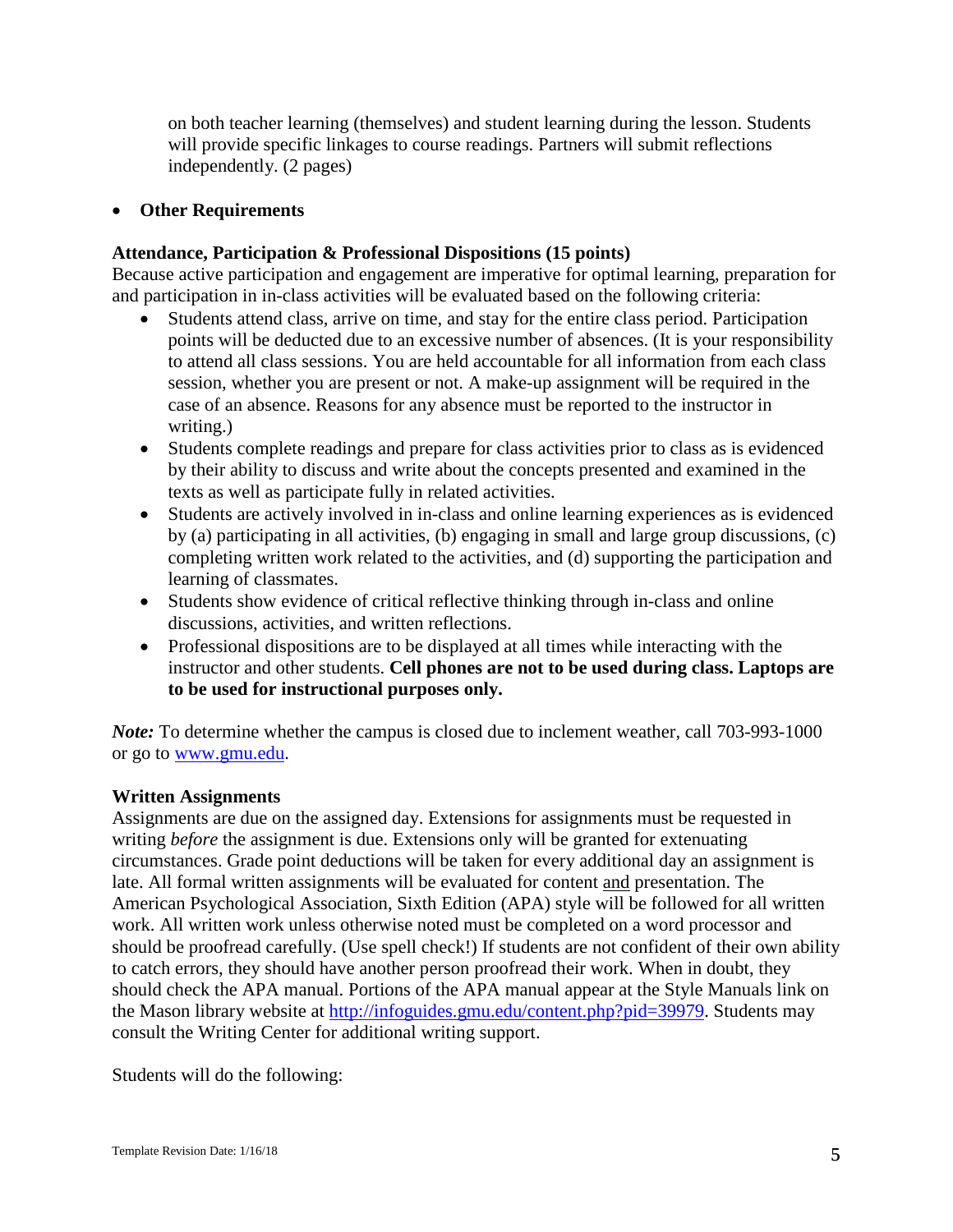on both teacher learning (themselves) and student learning during the lesson. Students will provide specific linkages to course readings. Partners will submit reflections independently. (2 pages)

- **Other Requirements**

**Attendance, Participation & Professional Dispositions (15 points)**
Because active participation and engagement are imperative for optimal learning, preparation for and participation in in-class activities will be evaluated based on the following criteria:

- Students attend class, arrive on time, and stay for the entire class period. Participation points will be deducted due to an excessive number of absences. (It is your responsibility to attend all class sessions. You are held accountable for all information from each class session, whether you are present or not. A make-up assignment will be required in the case of an absence. Reasons for any absence must be reported to the instructor in writing.)
- Students complete readings and prepare for class activities prior to class as is evidenced by their ability to discuss and write about the concepts presented and examined in the texts as well as participate fully in related activities.
- Students are actively involved in in-class and online learning experiences as is evidenced by (a) participating in all activities, (b) engaging in small and large group discussions, (c) completing written work related to the activities, and (d) supporting the participation and learning of classmates.
- Students show evidence of critical reflective thinking through in-class and online discussions, activities, and written reflections.
- Professional dispositions are to be displayed at all times while interacting with the instructor and other students. **Cell phones are not to be used during class. Laptops are to be used for instructional purposes only.**

***Note:*** To determine whether the campus is closed due to inclement weather, call 703-993-1000 or go to www.gmu.edu.

**Written Assignments**
Assignments are due on the assigned day. Extensions for assignments must be requested in writing *before* the assignment is due. Extensions only will be granted for extenuating circumstances. Grade point deductions will be taken for every additional day an assignment is late. All formal written assignments will be evaluated for content and presentation. The American Psychological Association, Sixth Edition (APA) style will be followed for all written work. All written work unless otherwise noted must be completed on a word processor and should be proofread carefully. (Use spell check!) If students are not confident of their own ability to catch errors, they should have another person proofread their work. When in doubt, they should check the APA manual. Portions of the APA manual appear at the Style Manuals link on the Mason library website at http://infoguides.gmu.edu/content.php?pid=39979. Students may consult the Writing Center for additional writing support.

Students will do the following: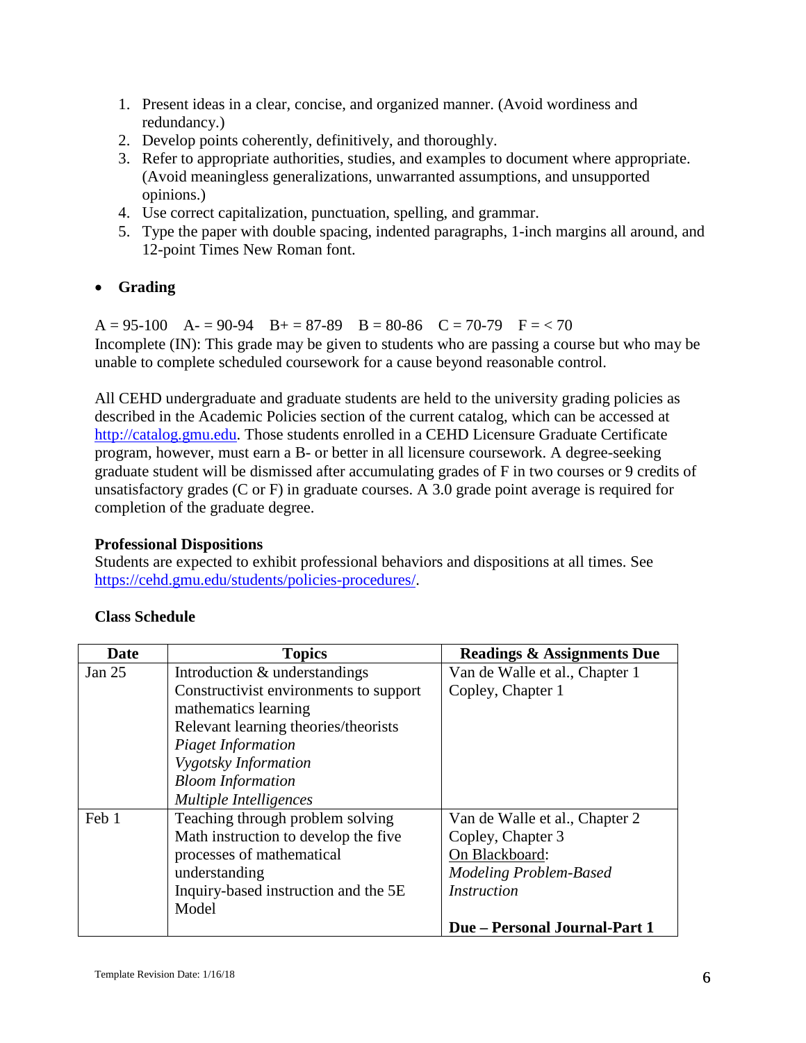1. Present ideas in a clear, concise, and organized manner. (Avoid wordiness and redundancy.)
2. Develop points coherently, definitively, and thoroughly.
3. Refer to appropriate authorities, studies, and examples to document where appropriate. (Avoid meaningless generalizations, unwarranted assumptions, and unsupported opinions.)
4. Use correct capitalization, punctuation, spelling, and grammar.
5. Type the paper with double spacing, indented paragraphs, 1-inch margins all around, and 12-point Times New Roman font.

- **Grading**

A = 95-100 A- = 90-94 B+ = 87-89 B = 80-86 C = 70-79 F = < 70
Incomplete (IN): This grade may be given to students who are passing a course but who may be unable to complete scheduled coursework for a cause beyond reasonable control.

All CEHD undergraduate and graduate students are held to the university grading policies as described in the Academic Policies section of the current catalog, which can be accessed at http://catalog.gmu.edu. Those students enrolled in a CEHD Licensure Graduate Certificate program, however, must earn a B- or better in all licensure coursework. A degree-seeking graduate student will be dismissed after accumulating grades of F in two courses or 9 credits of unsatisfactory grades (C or F) in graduate courses. A 3.0 grade point average is required for completion of the graduate degree.

**Professional Dispositions**
Students are expected to exhibit professional behaviors and dispositions at all times. See https://cehd.gmu.edu/students/policies-procedures/.

**Class Schedule**

| Date | Topics | Readings & Assignments Due |
|---|---|---|
| Jan 25 | Introduction & understandings<br>Constructivist environments to support mathematics learning<br>Relevant learning theories/theorists<br>*Piaget Information*<br>*Vygotsky Information*<br>*Bloom Information*<br>*Multiple Intelligences* | Van de Walle et al., Chapter 1<br>Copley, Chapter 1 |
| Feb 1 | Teaching through problem solving<br>Math instruction to develop the five processes of mathematical understanding<br>Inquiry-based instruction and the 5E Model | Van de Walle et al., Chapter 2<br>Copley, Chapter 3<br>On Blackboard:<br>*Modeling Problem-Based Instruction*<br><br>**Due – Personal Journal-Part 1** |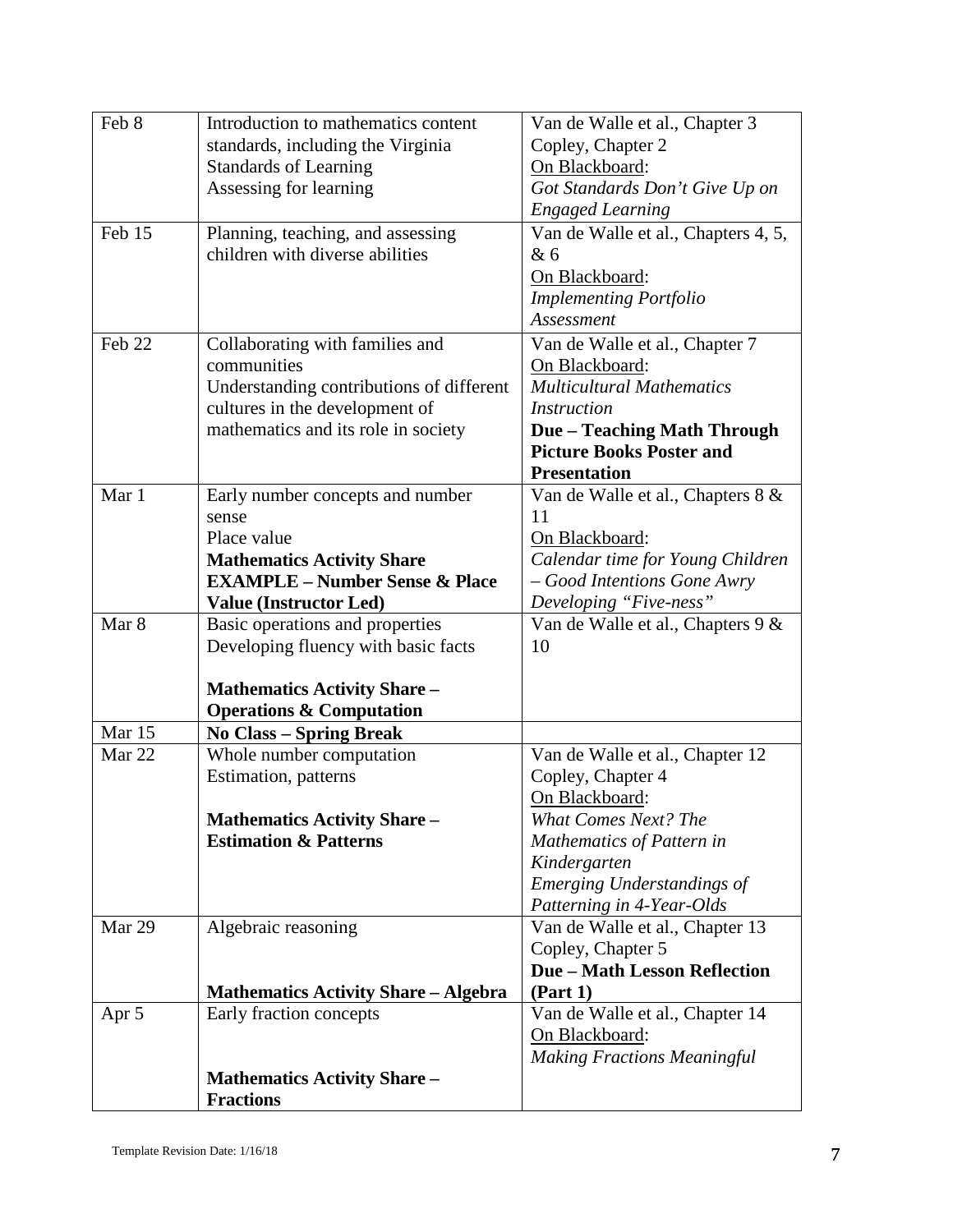| | | |
|---|---|---|
| Feb 8 | Introduction to mathematics content standards, including the Virginia Standards of Learning<br>Assessing for learning | Van de Walle et al., Chapter 3<br>Copley, Chapter 2<br>On Blackboard:<br>*Got Standards Don't Give Up on Engaged Learning* |
| Feb 15 | Planning, teaching, and assessing children with diverse abilities | Van de Walle et al., Chapters 4, 5, & 6<br>On Blackboard:<br>*Implementing Portfolio Assessment* |
| Feb 22 | Collaborating with families and communities<br>Understanding contributions of different cultures in the development of mathematics and its role in society | Van de Walle et al., Chapter 7<br>On Blackboard:<br>*Multicultural Mathematics Instruction*<br>**Due – Teaching Math Through Picture Books Poster and Presentation** |
| Mar 1 | Early number concepts and number sense<br>Place value<br>**Mathematics Activity Share**<br>**EXAMPLE – Number Sense & Place Value (Instructor Led)** | Van de Walle et al., Chapters 8 & 11<br>On Blackboard:<br>*Calendar time for Young Children – Good Intentions Gone Awry*<br>*Developing "Five-ness"* |
| Mar 8 | Basic operations and properties<br>Developing fluency with basic facts<br><br>**Mathematics Activity Share – Operations & Computation** | Van de Walle et al., Chapters 9 & 10 |
| Mar 15 | **No Class – Spring Break** | |
| Mar 22 | Whole number computation<br>Estimation, patterns<br><br>**Mathematics Activity Share – Estimation & Patterns** | Van de Walle et al., Chapter 12<br>Copley, Chapter 4<br>On Blackboard:<br>*What Comes Next? The Mathematics of Pattern in Kindergarten*<br>*Emerging Understandings of Patterning in 4-Year-Olds* |
| Mar 29 | Algebraic reasoning<br><br>**Mathematics Activity Share – Algebra** | Van de Walle et al., Chapter 13<br>Copley, Chapter 5<br>**Due – Math Lesson Reflection (Part 1)** |
| Apr 5 | Early fraction concepts<br><br>**Mathematics Activity Share – Fractions** | Van de Walle et al., Chapter 14<br>On Blackboard:<br>*Making Fractions Meaningful* |

Template Revision Date: 1/16/18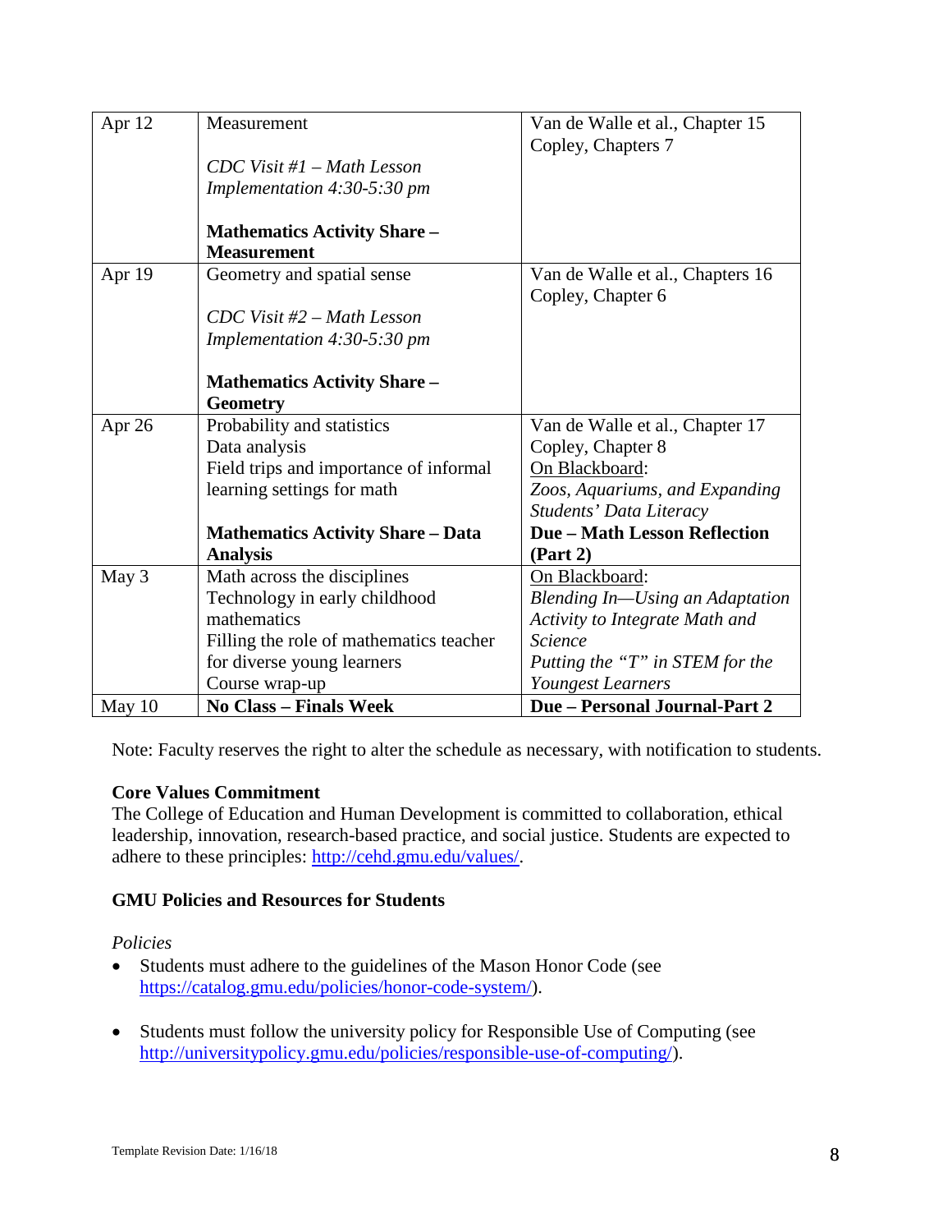| | | |
|---|---|---|
| Apr 12 | Measurement<br><br>*CDC Visit #1 – Math Lesson Implementation 4:30-5:30 pm*<br><br>**Mathematics Activity Share – Measurement** | Van de Walle et al., Chapter 15<br>Copley, Chapters 7 |
| Apr 19 | Geometry and spatial sense<br><br>*CDC Visit #2 – Math Lesson Implementation 4:30-5:30 pm*<br><br>**Mathematics Activity Share – Geometry** | Van de Walle et al., Chapters 16<br>Copley, Chapter 6 |
| Apr 26 | Probability and statistics<br>Data analysis<br>Field trips and importance of informal learning settings for math<br><br>**Mathematics Activity Share – Data Analysis** | Van de Walle et al., Chapter 17<br>Copley, Chapter 8<br>On Blackboard:<br>*Zoos, Aquariums, and Expanding Students' Data Literacy*<br>**Due – Math Lesson Reflection (Part 2)** |
| May 3 | Math across the disciplines<br>Technology in early childhood mathematics<br>Filling the role of mathematics teacher for diverse young learners<br>Course wrap-up | On Blackboard:<br>*Blending In—Using an Adaptation Activity to Integrate Math and Science*<br>*Putting the "T" in STEM for the Youngest Learners* |
| May 10 | **No Class – Finals Week** | **Due – Personal Journal-Part 2** |

Note: Faculty reserves the right to alter the schedule as necessary, with notification to students.

**Core Values Commitment**
The College of Education and Human Development is committed to collaboration, ethical leadership, innovation, research-based practice, and social justice. Students are expected to adhere to these principles: http://cehd.gmu.edu/values/.

**GMU Policies and Resources for Students**

*Policies*

- Students must adhere to the guidelines of the Mason Honor Code (see https://catalog.gmu.edu/policies/honor-code-system/).
- Students must follow the university policy for Responsible Use of Computing (see http://universitypolicy.gmu.edu/policies/responsible-use-of-computing/).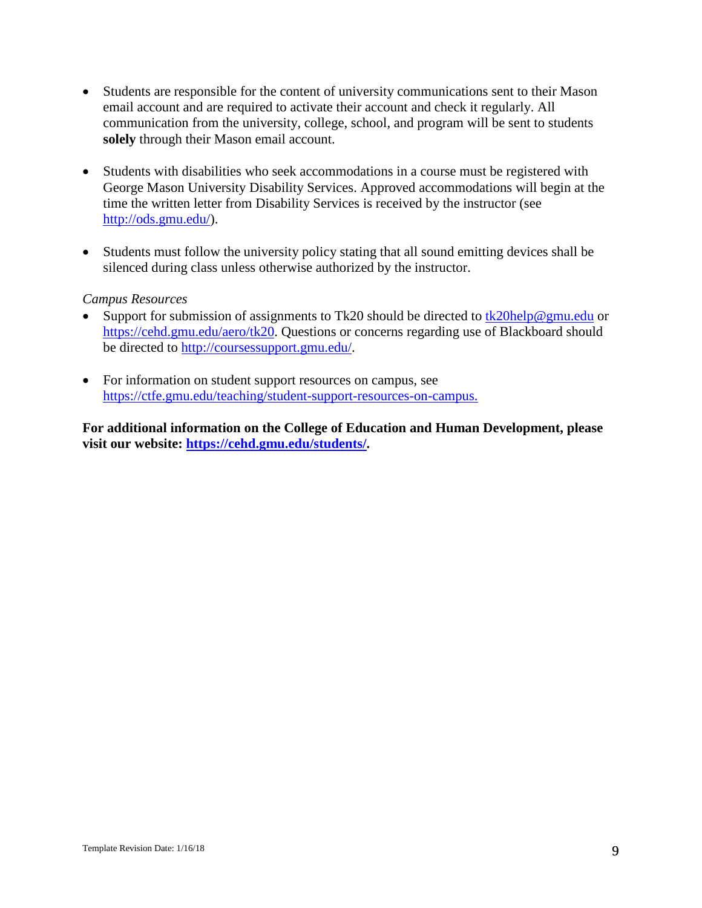- Students are responsible for the content of university communications sent to their Mason email account and are required to activate their account and check it regularly. All communication from the university, college, school, and program will be sent to students **solely** through their Mason email account.

- Students with disabilities who seek accommodations in a course must be registered with George Mason University Disability Services. Approved accommodations will begin at the time the written letter from Disability Services is received by the instructor (see http://ods.gmu.edu/).

- Students must follow the university policy stating that all sound emitting devices shall be silenced during class unless otherwise authorized by the instructor.

*Campus Resources*

- Support for submission of assignments to Tk20 should be directed to tk20help@gmu.edu or https://cehd.gmu.edu/aero/tk20. Questions or concerns regarding use of Blackboard should be directed to http://coursessupport.gmu.edu/.

- For information on student support resources on campus, see https://ctfe.gmu.edu/teaching/student-support-resources-on-campus.

**For additional information on the College of Education and Human Development, please visit our website: https://cehd.gmu.edu/students/.**

Template Revision Date: 1/16/18